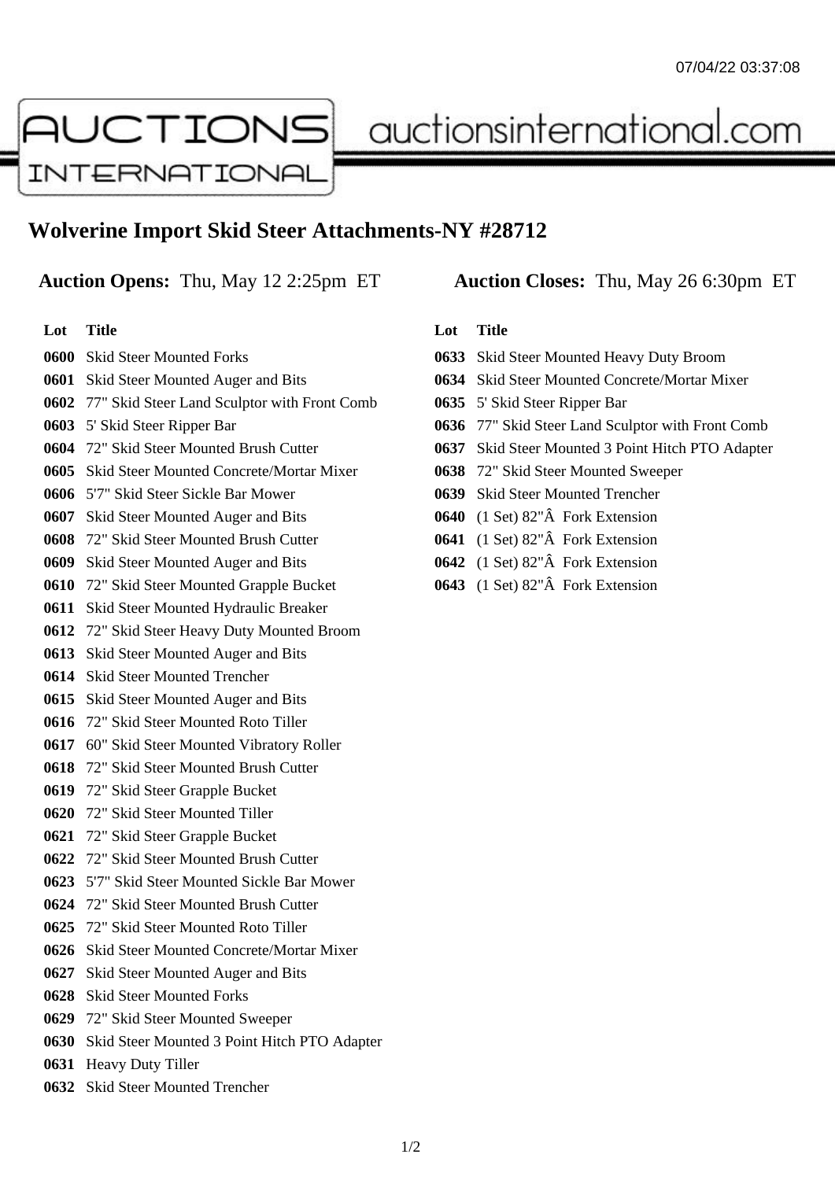# Wolverine Import Skid Steer Attachments-NY #28712

**Auction Opens:** Thu, May 12 2:25pm ET **Auction Closes:** Thu, May 26 6:30pm ET

| Lot | Title |
|---|---|
| 0600 | Skid Steer Mounted Forks |
| 0601 | Skid Steer Mounted Auger and Bits |
| 0602 | 77" Skid Steer Land Sculptor with Front Comb |
| 0603 | 5' Skid Steer Ripper Bar |
| 0604 | 72" Skid Steer Mounted Brush Cutter |
| 0605 | Skid Steer Mounted Concrete/Mortar Mixer |
| 0606 | 5'7" Skid Steer Sickle Bar Mower |
| 0607 | Skid Steer Mounted Auger and Bits |
| 0608 | 72" Skid Steer Mounted Brush Cutter |
| 0609 | Skid Steer Mounted Auger and Bits |
| 0610 | 72" Skid Steer Mounted Grapple Bucket |
| 0611 | Skid Steer Mounted Hydraulic Breaker |
| 0612 | 72" Skid Steer Heavy Duty Mounted Broom |
| 0613 | Skid Steer Mounted Auger and Bits |
| 0614 | Skid Steer Mounted Trencher |
| 0615 | Skid Steer Mounted Auger and Bits |
| 0616 | 72" Skid Steer Mounted Roto Tiller |
| 0617 | 60" Skid Steer Mounted Vibratory Roller |
| 0618 | 72" Skid Steer Mounted Brush Cutter |
| 0619 | 72" Skid Steer Grapple Bucket |
| 0620 | 72" Skid Steer Mounted Tiller |
| 0621 | 72" Skid Steer Grapple Bucket |
| 0622 | 72" Skid Steer Mounted Brush Cutter |
| 0623 | 5'7" Skid Steer Mounted Sickle Bar Mower |
| 0624 | 72" Skid Steer Mounted Brush Cutter |
| 0625 | 72" Skid Steer Mounted Roto Tiller |
| 0626 | Skid Steer Mounted Concrete/Mortar Mixer |
| 0627 | Skid Steer Mounted Auger and Bits |
| 0628 | Skid Steer Mounted Forks |
| 0629 | 72" Skid Steer Mounted Sweeper |
| 0630 | Skid Steer Mounted 3 Point Hitch PTO Adapter |
| 0631 | Heavy Duty Tiller |
| 0632 | Skid Steer Mounted Trencher |
| 0633 | Skid Steer Mounted Heavy Duty Broom |
| 0634 | Skid Steer Mounted Concrete/Mortar Mixer |
| 0635 | 5' Skid Steer Ripper Bar |
| 0636 | 77" Skid Steer Land Sculptor with Front Comb |
| 0637 | Skid Steer Mounted 3 Point Hitch PTO Adapter |
| 0638 | 72" Skid Steer Mounted Sweeper |
| 0639 | Skid Steer Mounted Trencher |
| 0640 | (1 Set) 82"Â  Fork Extension |
| 0641 | (1 Set) 82"Â  Fork Extension |
| 0642 | (1 Set) 82"Â  Fork Extension |
| 0643 | (1 Set) 82"Â  Fork Extension |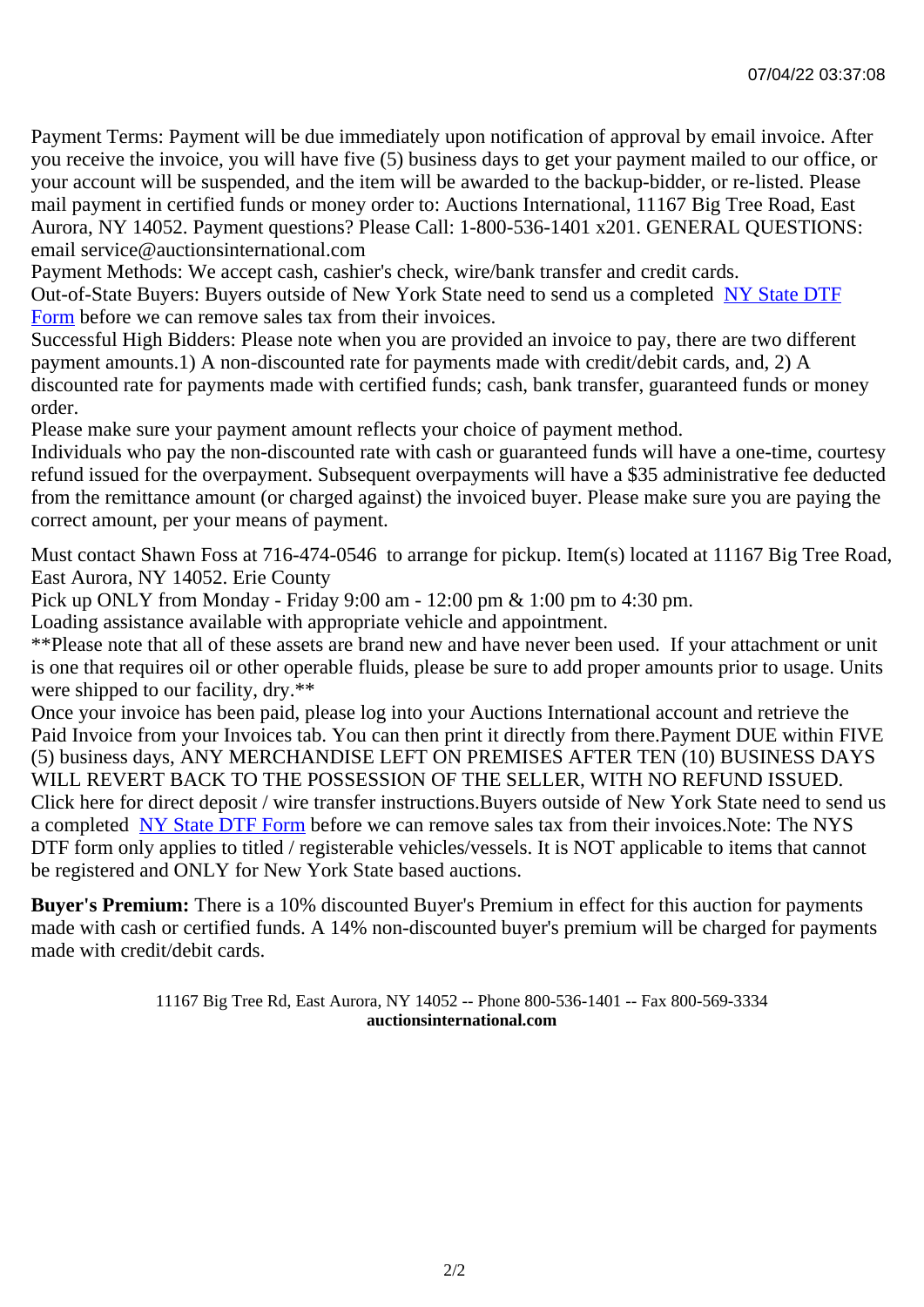Payment Terms: Payment will be due immediately upon notification of approval by email invoice. After you receive the invoice, you will have five (5) business days to get your payment mailed to our office, or your account will be suspended, and the item will be awarded to the backup-bidder, or re-listed. Please mail payment in certified funds or money order to: Auctions International, 11167 Big Tree Road, East Aurora, NY 14052. Payment questions? Please Call: 1-800-536-1401 x201. GENERAL QUESTIONS: email service@auctionsinternational.com

Payment Methods: We accept cash, cashier's check, wire/bank transfer and credit cards.

Out-of-State Buyers: Buyers outside of New York State need to send us a completed NY State DTF Form before we can remove sales tax from their invoices.

Successful High Bidders: Please note when you are provided an invoice to pay, there are two different payment amounts.1) A non-discounted rate for payments made with credit/debit cards, and, 2) A discounted rate for payments made with certified funds; cash, bank transfer, guaranteed funds or money order.

Please make sure your payment amount reflects your choice of payment method.

Individuals who pay the non-discounted rate with cash or guaranteed funds will have a one-time, courtesy refund issued for the overpayment. Subsequent overpayments will have a $35 administrative fee deducted from the remittance amount (or charged against) the invoiced buyer. Please make sure you are paying the correct amount, per your means of payment.

Must contact Shawn Foss at 716-474-0546 to arrange for pickup. Item(s) located at 11167 Big Tree Road, East Aurora, NY 14052. Erie County

Pick up ONLY from Monday - Friday 9:00 am - 12:00 pm & 1:00 pm to 4:30 pm.

Loading assistance available with appropriate vehicle and appointment.

**Please note that all of these assets are brand new and have never been used. If your attachment or unit is one that requires oil or other operable fluids, please be sure to add proper amounts prior to usage. Units were shipped to our facility, dry.**

Once your invoice has been paid, please log into your Auctions International account and retrieve the Paid Invoice from your Invoices tab. You can then print it directly from there.Payment DUE within FIVE (5) business days, ANY MERCHANDISE LEFT ON PREMISES AFTER TEN (10) BUSINESS DAYS WILL REVERT BACK TO THE POSSESSION OF THE SELLER, WITH NO REFUND ISSUED. Click here for direct deposit / wire transfer instructions.Buyers outside of New York State need to send us a completed NY State DTF Form before we can remove sales tax from their invoices.Note: The NYS DTF form only applies to titled / registerable vehicles/vessels. It is NOT applicable to items that cannot be registered and ONLY for New York State based auctions.

**Buyer's Premium:** There is a 10% discounted Buyer's Premium in effect for this auction for payments made with cash or certified funds. A 14% non-discounted buyer's premium will be charged for payments made with credit/debit cards.

11167 Big Tree Rd, East Aurora, NY 14052 -- Phone 800-536-1401 -- Fax 800-569-3334
**auctionsinternational.com**